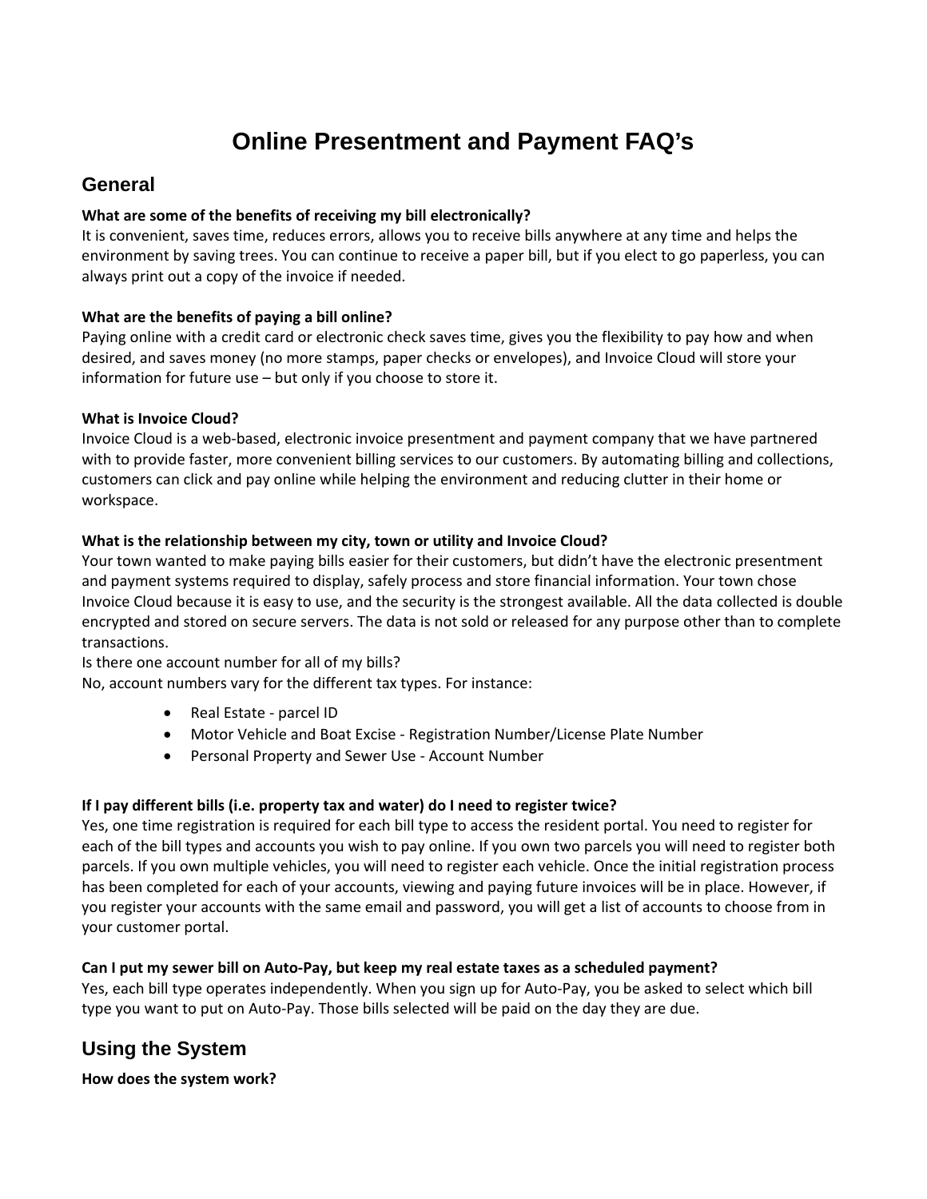# Online Presentment and Payment FAQ's

## General

**What are some of the benefits of receiving my bill electronically?**

It is convenient, saves time, reduces errors, allows you to receive bills anywhere at any time and helps the environment by saving trees. You can continue to receive a paper bill, but if you elect to go paperless, you can always print out a copy of the invoice if needed.

**What are the benefits of paying a bill online?**

Paying online with a credit card or electronic check saves time, gives you the flexibility to pay how and when desired, and saves money (no more stamps, paper checks or envelopes), and Invoice Cloud will store your information for future use – but only if you choose to store it.

**What is Invoice Cloud?**

Invoice Cloud is a web-based, electronic invoice presentment and payment company that we have partnered with to provide faster, more convenient billing services to our customers. By automating billing and collections, customers can click and pay online while helping the environment and reducing clutter in their home or workspace.

**What is the relationship between my city, town or utility and Invoice Cloud?**

Your town wanted to make paying bills easier for their customers, but didn't have the electronic presentment and payment systems required to display, safely process and store financial information. Your town chose Invoice Cloud because it is easy to use, and the security is the strongest available. All the data collected is double encrypted and stored on secure servers. The data is not sold or released for any purpose other than to complete transactions.

Is there one account number for all of my bills?

No, account numbers vary for the different tax types. For instance:

- Real Estate - parcel ID
- Motor Vehicle and Boat Excise - Registration Number/License Plate Number
- Personal Property and Sewer Use - Account Number

**If I pay different bills (i.e. property tax and water) do I need to register twice?**

Yes, one time registration is required for each bill type to access the resident portal. You need to register for each of the bill types and accounts you wish to pay online. If you own two parcels you will need to register both parcels. If you own multiple vehicles, you will need to register each vehicle. Once the initial registration process has been completed for each of your accounts, viewing and paying future invoices will be in place. However, if you register your accounts with the same email and password, you will get a list of accounts to choose from in your customer portal.

**Can I put my sewer bill on Auto-Pay, but keep my real estate taxes as a scheduled payment?**

Yes, each bill type operates independently. When you sign up for Auto-Pay, you be asked to select which bill type you want to put on Auto-Pay. Those bills selected will be paid on the day they are due.

## Using the System

**How does the system work?**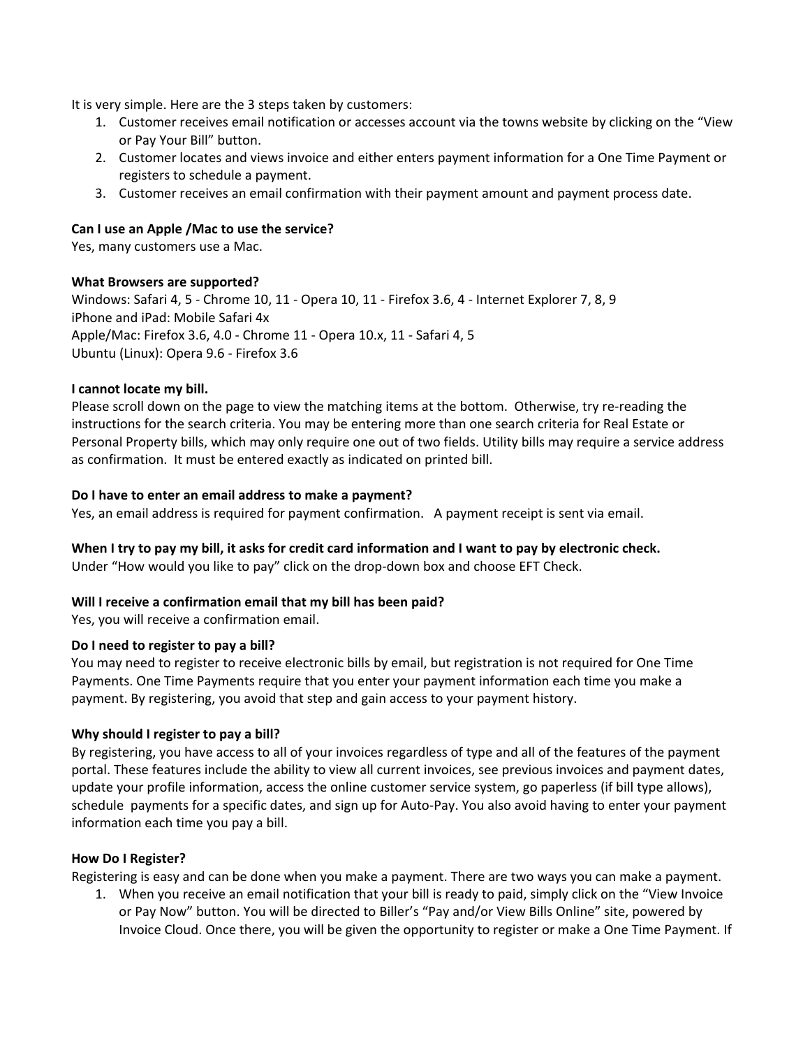It is very simple. Here are the 3 steps taken by customers:

1. Customer receives email notification or accesses account via the towns website by clicking on the "View or Pay Your Bill" button.
2. Customer locates and views invoice and either enters payment information for a One Time Payment or registers to schedule a payment.
3. Customer receives an email confirmation with their payment amount and payment process date.

**Can I use an Apple /Mac to use the service?**
Yes, many customers use a Mac.

**What Browsers are supported?**
Windows: Safari 4, 5 - Chrome 10, 11 - Opera 10, 11 - Firefox 3.6, 4 - Internet Explorer 7, 8, 9
iPhone and iPad: Mobile Safari 4x
Apple/Mac: Firefox 3.6, 4.0 - Chrome 11 - Opera 10.x, 11 - Safari 4, 5
Ubuntu (Linux): Opera 9.6 - Firefox 3.6

**I cannot locate my bill.**
Please scroll down on the page to view the matching items at the bottom. Otherwise, try re-reading the instructions for the search criteria. You may be entering more than one search criteria for Real Estate or Personal Property bills, which may only require one out of two fields. Utility bills may require a service address as confirmation. It must be entered exactly as indicated on printed bill.

**Do I have to enter an email address to make a payment?**
Yes, an email address is required for payment confirmation. A payment receipt is sent via email.

**When I try to pay my bill, it asks for credit card information and I want to pay by electronic check.**
Under "How would you like to pay" click on the drop-down box and choose EFT Check.

**Will I receive a confirmation email that my bill has been paid?**
Yes, you will receive a confirmation email.

**Do I need to register to pay a bill?**
You may need to register to receive electronic bills by email, but registration is not required for One Time Payments. One Time Payments require that you enter your payment information each time you make a payment. By registering, you avoid that step and gain access to your payment history.

**Why should I register to pay a bill?**
By registering, you have access to all of your invoices regardless of type and all of the features of the payment portal. These features include the ability to view all current invoices, see previous invoices and payment dates, update your profile information, access the online customer service system, go paperless (if bill type allows), schedule payments for a specific dates, and sign up for Auto-Pay. You also avoid having to enter your payment information each time you pay a bill.

**How Do I Register?**
Registering is easy and can be done when you make a payment. There are two ways you can make a payment.

1. When you receive an email notification that your bill is ready to paid, simply click on the "View Invoice or Pay Now" button. You will be directed to Biller's "Pay and/or View Bills Online" site, powered by Invoice Cloud. Once there, you will be given the opportunity to register or make a One Time Payment. If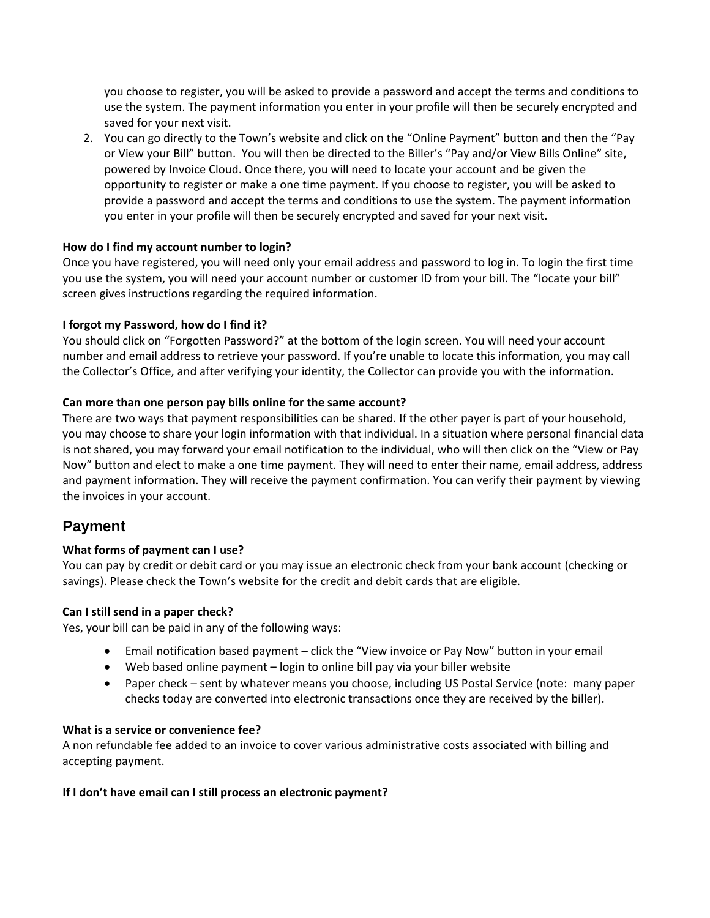you choose to register, you will be asked to provide a password and accept the terms and conditions to use the system. The payment information you enter in your profile will then be securely encrypted and saved for your next visit.

2. You can go directly to the Town's website and click on the "Online Payment" button and then the "Pay or View your Bill" button. You will then be directed to the Biller's "Pay and/or View Bills Online" site, powered by Invoice Cloud. Once there, you will need to locate your account and be given the opportunity to register or make a one time payment. If you choose to register, you will be asked to provide a password and accept the terms and conditions to use the system. The payment information you enter in your profile will then be securely encrypted and saved for your next visit.

**How do I find my account number to login?**

Once you have registered, you will need only your email address and password to log in. To login the first time you use the system, you will need your account number or customer ID from your bill. The "locate your bill" screen gives instructions regarding the required information.

**I forgot my Password, how do I find it?**

You should click on "Forgotten Password?" at the bottom of the login screen. You will need your account number and email address to retrieve your password. If you're unable to locate this information, you may call the Collector's Office, and after verifying your identity, the Collector can provide you with the information.

**Can more than one person pay bills online for the same account?**

There are two ways that payment responsibilities can be shared. If the other payer is part of your household, you may choose to share your login information with that individual. In a situation where personal financial data is not shared, you may forward your email notification to the individual, who will then click on the "View or Pay Now" button and elect to make a one time payment. They will need to enter their name, email address, address and payment information. They will receive the payment confirmation. You can verify their payment by viewing the invoices in your account.

## Payment

**What forms of payment can I use?**

You can pay by credit or debit card or you may issue an electronic check from your bank account (checking or savings). Please check the Town's website for the credit and debit cards that are eligible.

**Can I still send in a paper check?**

Yes, your bill can be paid in any of the following ways:

- Email notification based payment – click the "View invoice or Pay Now" button in your email
- Web based online payment – login to online bill pay via your biller website
- Paper check – sent by whatever means you choose, including US Postal Service (note: many paper checks today are converted into electronic transactions once they are received by the biller).

**What is a service or convenience fee?**

A non refundable fee added to an invoice to cover various administrative costs associated with billing and accepting payment.

**If I don't have email can I still process an electronic payment?**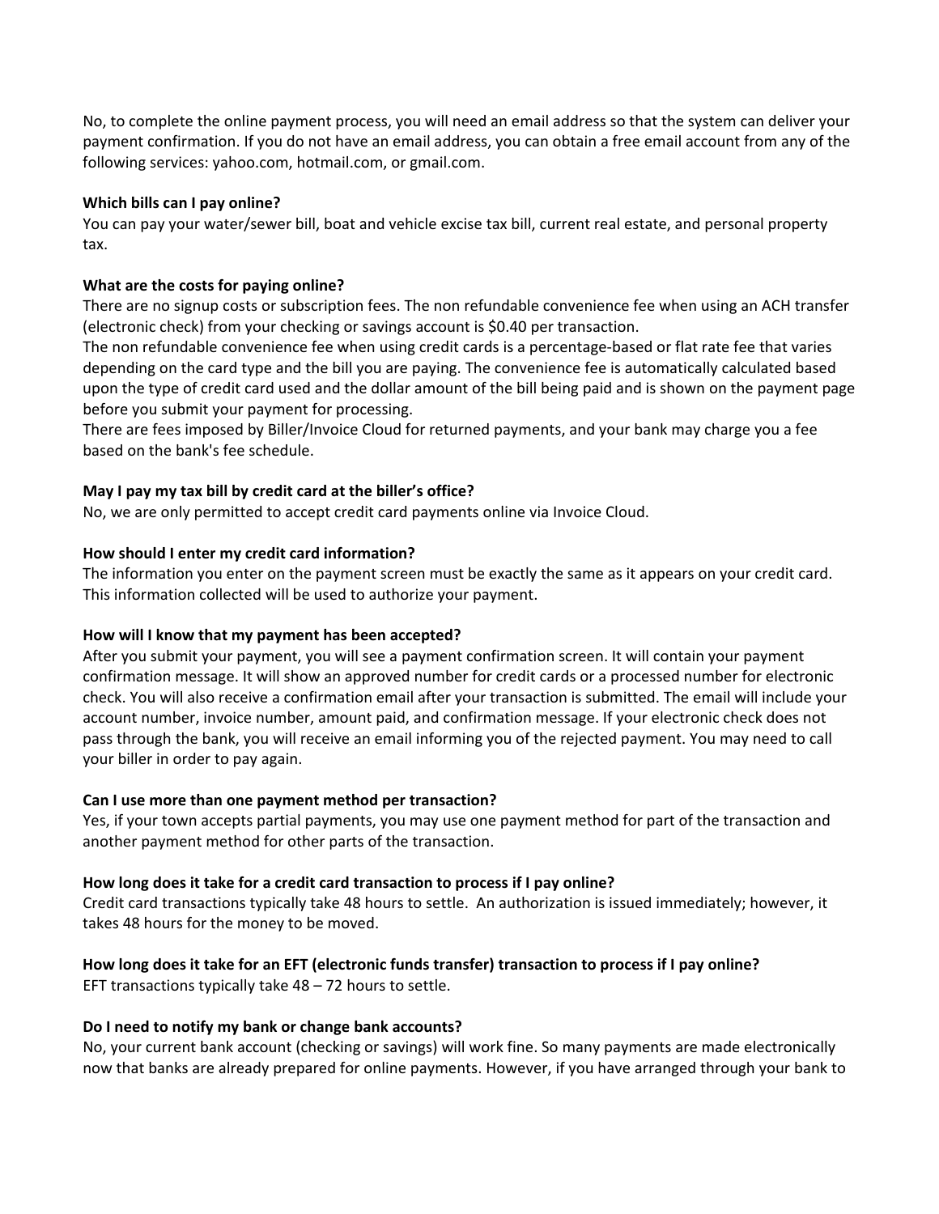No, to complete the online payment process, you will need an email address so that the system can deliver your payment confirmation. If you do not have an email address, you can obtain a free email account from any of the following services: yahoo.com, hotmail.com, or gmail.com.

**Which bills can I pay online?**
You can pay your water/sewer bill, boat and vehicle excise tax bill, current real estate, and personal property tax.

**What are the costs for paying online?**
There are no signup costs or subscription fees. The non refundable convenience fee when using an ACH transfer (electronic check) from your checking or savings account is $0.40 per transaction.
The non refundable convenience fee when using credit cards is a percentage-based or flat rate fee that varies depending on the card type and the bill you are paying. The convenience fee is automatically calculated based upon the type of credit card used and the dollar amount of the bill being paid and is shown on the payment page before you submit your payment for processing.
There are fees imposed by Biller/Invoice Cloud for returned payments, and your bank may charge you a fee based on the bank's fee schedule.

**May I pay my tax bill by credit card at the biller's office?**
No, we are only permitted to accept credit card payments online via Invoice Cloud.

**How should I enter my credit card information?**
The information you enter on the payment screen must be exactly the same as it appears on your credit card. This information collected will be used to authorize your payment.

**How will I know that my payment has been accepted?**
After you submit your payment, you will see a payment confirmation screen. It will contain your payment confirmation message. It will show an approved number for credit cards or a processed number for electronic check. You will also receive a confirmation email after your transaction is submitted. The email will include your account number, invoice number, amount paid, and confirmation message. If your electronic check does not pass through the bank, you will receive an email informing you of the rejected payment. You may need to call your biller in order to pay again.

**Can I use more than one payment method per transaction?**
Yes, if your town accepts partial payments, you may use one payment method for part of the transaction and another payment method for other parts of the transaction.

**How long does it take for a credit card transaction to process if I pay online?**
Credit card transactions typically take 48 hours to settle. An authorization is issued immediately; however, it takes 48 hours for the money to be moved.

**How long does it take for an EFT (electronic funds transfer) transaction to process if I pay online?**
EFT transactions typically take 48 – 72 hours to settle.

**Do I need to notify my bank or change bank accounts?**
No, your current bank account (checking or savings) will work fine. So many payments are made electronically now that banks are already prepared for online payments. However, if you have arranged through your bank to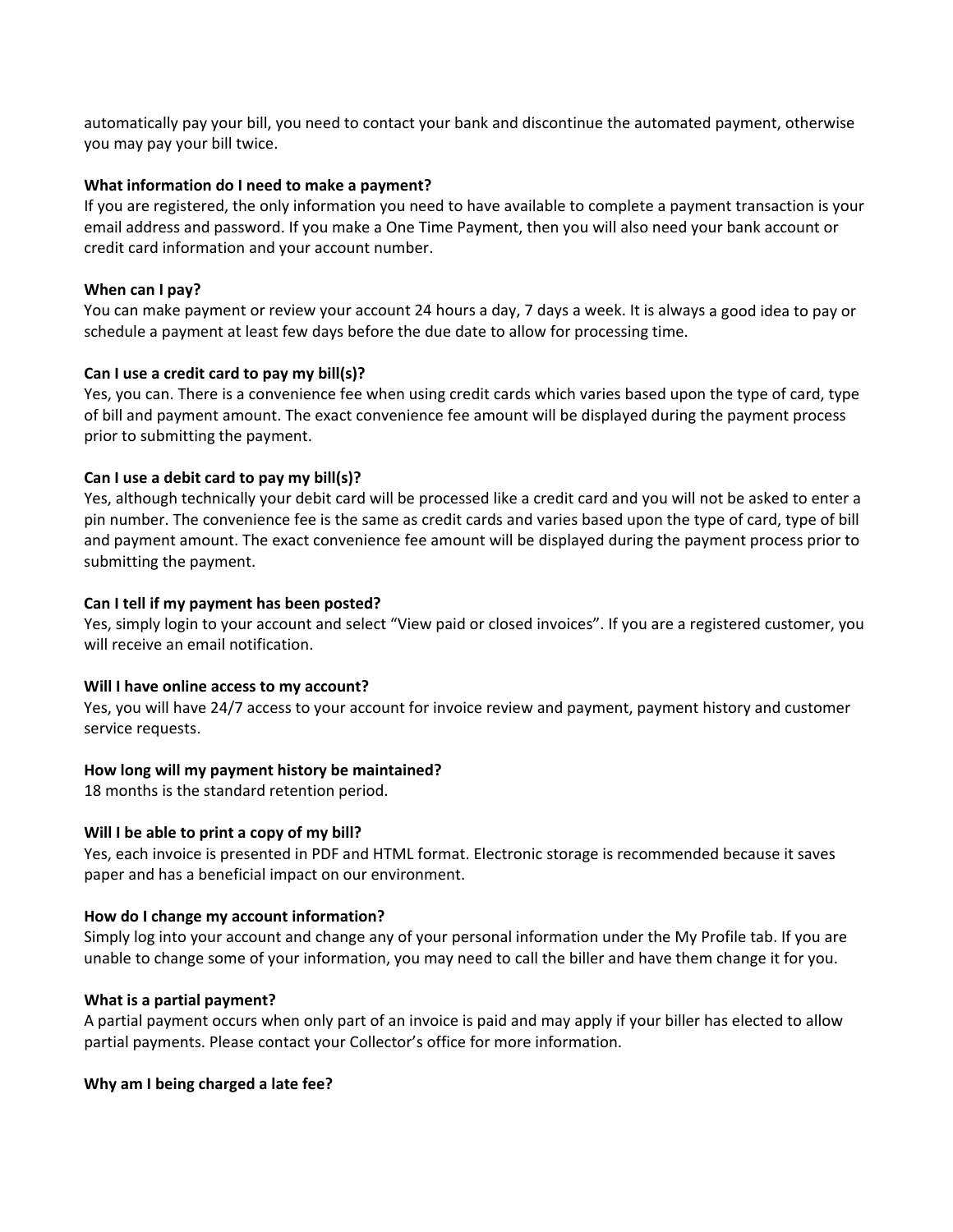automatically pay your bill, you need to contact your bank and discontinue the automated payment, otherwise you may pay your bill twice.

**What information do I need to make a payment?**
If you are registered, the only information you need to have available to complete a payment transaction is your email address and password. If you make a One Time Payment, then you will also need your bank account or credit card information and your account number.

**When can I pay?**
You can make payment or review your account 24 hours a day, 7 days a week. It is always a good idea to pay or schedule a payment at least few days before the due date to allow for processing time.

**Can I use a credit card to pay my bill(s)?**
Yes, you can. There is a convenience fee when using credit cards which varies based upon the type of card, type of bill and payment amount. The exact convenience fee amount will be displayed during the payment process prior to submitting the payment.

**Can I use a debit card to pay my bill(s)?**
Yes, although technically your debit card will be processed like a credit card and you will not be asked to enter a pin number. The convenience fee is the same as credit cards and varies based upon the type of card, type of bill and payment amount. The exact convenience fee amount will be displayed during the payment process prior to submitting the payment.

**Can I tell if my payment has been posted?**
Yes, simply login to your account and select "View paid or closed invoices". If you are a registered customer, you will receive an email notification.

**Will I have online access to my account?**
Yes, you will have 24/7 access to your account for invoice review and payment, payment history and customer service requests.

**How long will my payment history be maintained?**
18 months is the standard retention period.

**Will I be able to print a copy of my bill?**
Yes, each invoice is presented in PDF and HTML format. Electronic storage is recommended because it saves paper and has a beneficial impact on our environment.

**How do I change my account information?**
Simply log into your account and change any of your personal information under the My Profile tab. If you are unable to change some of your information, you may need to call the biller and have them change it for you.

**What is a partial payment?**
A partial payment occurs when only part of an invoice is paid and may apply if your biller has elected to allow partial payments. Please contact your Collector's office for more information.

**Why am I being charged a late fee?**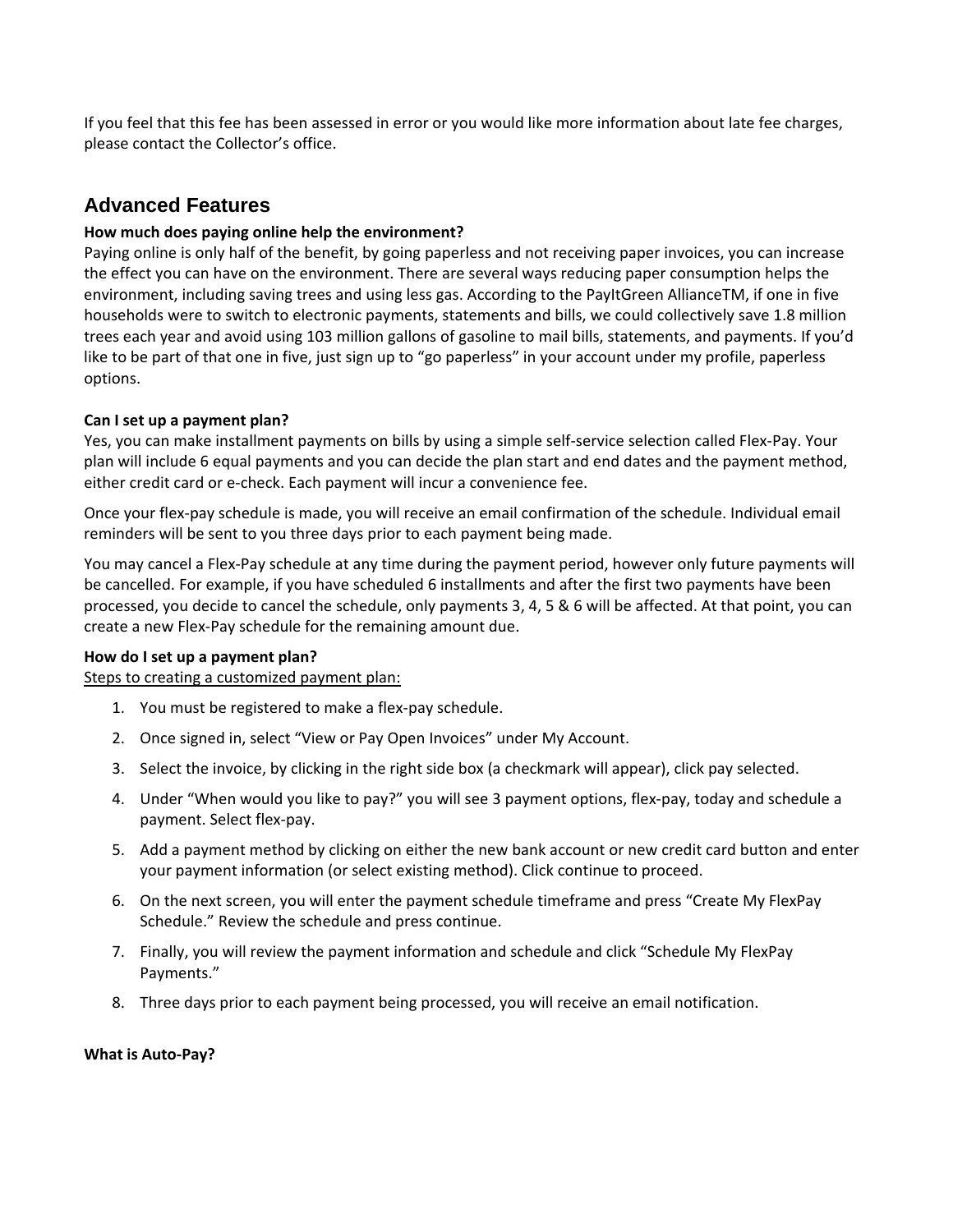If you feel that this fee has been assessed in error or you would like more information about late fee charges, please contact the Collector's office.

## Advanced Features

**How much does paying online help the environment?**

Paying online is only half of the benefit, by going paperless and not receiving paper invoices, you can increase the effect you can have on the environment. There are several ways reducing paper consumption helps the environment, including saving trees and using less gas. According to the PayItGreen AllianceTM, if one in five households were to switch to electronic payments, statements and bills, we could collectively save 1.8 million trees each year and avoid using 103 million gallons of gasoline to mail bills, statements, and payments. If you'd like to be part of that one in five, just sign up to "go paperless" in your account under my profile, paperless options.

**Can I set up a payment plan?**

Yes, you can make installment payments on bills by using a simple self-service selection called Flex-Pay. Your plan will include 6 equal payments and you can decide the plan start and end dates and the payment method, either credit card or e-check. Each payment will incur a convenience fee.

Once your flex-pay schedule is made, you will receive an email confirmation of the schedule. Individual email reminders will be sent to you three days prior to each payment being made.

You may cancel a Flex-Pay schedule at any time during the payment period, however only future payments will be cancelled. For example, if you have scheduled 6 installments and after the first two payments have been processed, you decide to cancel the schedule, only payments 3, 4, 5 & 6 will be affected. At that point, you can create a new Flex-Pay schedule for the remaining amount due.

**How do I set up a payment plan?**

<u>Steps to creating a customized payment plan:</u>

1. You must be registered to make a flex-pay schedule.
2. Once signed in, select "View or Pay Open Invoices" under My Account.
3. Select the invoice, by clicking in the right side box (a checkmark will appear), click pay selected.
4. Under "When would you like to pay?" you will see 3 payment options, flex-pay, today and schedule a payment. Select flex-pay.
5. Add a payment method by clicking on either the new bank account or new credit card button and enter your payment information (or select existing method). Click continue to proceed.
6. On the next screen, you will enter the payment schedule timeframe and press "Create My FlexPay Schedule." Review the schedule and press continue.
7. Finally, you will review the payment information and schedule and click "Schedule My FlexPay Payments."
8. Three days prior to each payment being processed, you will receive an email notification.

**What is Auto-Pay?**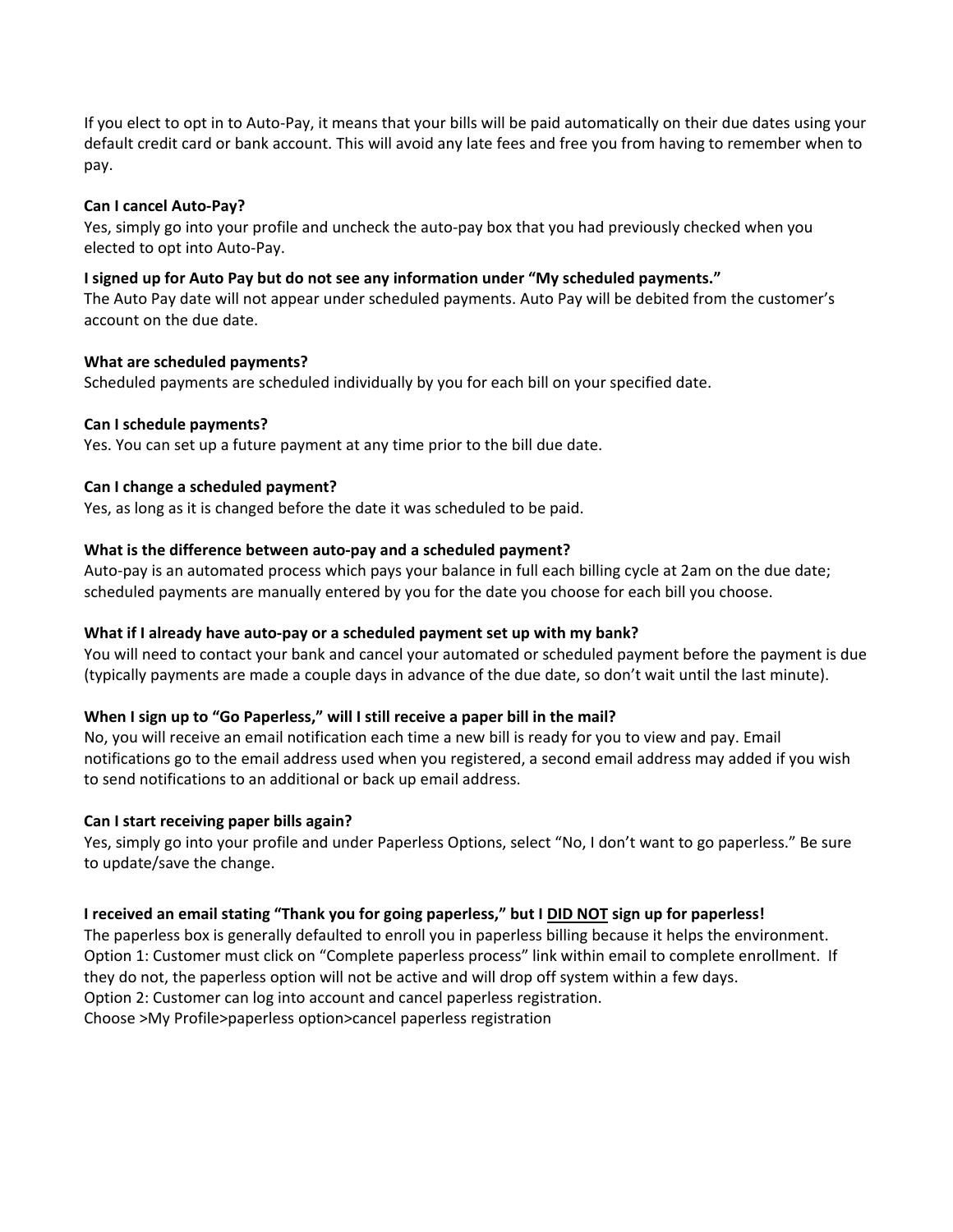If you elect to opt in to Auto-Pay, it means that your bills will be paid automatically on their due dates using your default credit card or bank account. This will avoid any late fees and free you from having to remember when to pay.

**Can I cancel Auto-Pay?**
Yes, simply go into your profile and uncheck the auto-pay box that you had previously checked when you elected to opt into Auto-Pay.

**I signed up for Auto Pay but do not see any information under "My scheduled payments."**
The Auto Pay date will not appear under scheduled payments. Auto Pay will be debited from the customer's account on the due date.

**What are scheduled payments?**
Scheduled payments are scheduled individually by you for each bill on your specified date.

**Can I schedule payments?**
Yes. You can set up a future payment at any time prior to the bill due date.

**Can I change a scheduled payment?**
Yes, as long as it is changed before the date it was scheduled to be paid.

**What is the difference between auto-pay and a scheduled payment?**
Auto-pay is an automated process which pays your balance in full each billing cycle at 2am on the due date; scheduled payments are manually entered by you for the date you choose for each bill you choose.

**What if I already have auto-pay or a scheduled payment set up with my bank?**
You will need to contact your bank and cancel your automated or scheduled payment before the payment is due (typically payments are made a couple days in advance of the due date, so don't wait until the last minute).

**When I sign up to "Go Paperless," will I still receive a paper bill in the mail?**
No, you will receive an email notification each time a new bill is ready for you to view and pay. Email notifications go to the email address used when you registered, a second email address may added if you wish to send notifications to an additional or back up email address.

**Can I start receiving paper bills again?**
Yes, simply go into your profile and under Paperless Options, select "No, I don't want to go paperless." Be sure to update/save the change.

**I received an email stating "Thank you for going paperless," but I <u>DID NOT</u> sign up for paperless!**
The paperless box is generally defaulted to enroll you in paperless billing because it helps the environment.
Option 1: Customer must click on "Complete paperless process" link within email to complete enrollment. If they do not, the paperless option will not be active and will drop off system within a few days.
Option 2: Customer can log into account and cancel paperless registration.
Choose >My Profile>paperless option>cancel paperless registration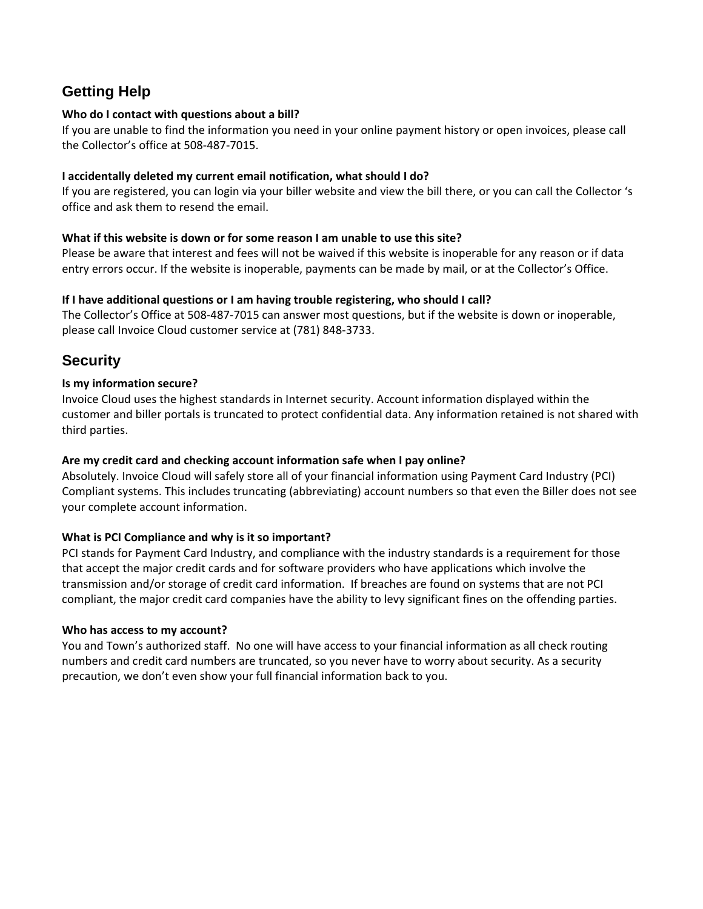## Getting Help

**Who do I contact with questions about a bill?**
If you are unable to find the information you need in your online payment history or open invoices, please call the Collector's office at 508-487-7015.

**I accidentally deleted my current email notification, what should I do?**
If you are registered, you can login via your biller website and view the bill there, or you can call the Collector 's office and ask them to resend the email.

**What if this website is down or for some reason I am unable to use this site?**
Please be aware that interest and fees will not be waived if this website is inoperable for any reason or if data entry errors occur. If the website is inoperable, payments can be made by mail, or at the Collector's Office.

**If I have additional questions or I am having trouble registering, who should I call?**
The Collector's Office at 508-487-7015 can answer most questions, but if the website is down or inoperable, please call Invoice Cloud customer service at (781) 848-3733.

## Security

**Is my information secure?**
Invoice Cloud uses the highest standards in Internet security. Account information displayed within the customer and biller portals is truncated to protect confidential data. Any information retained is not shared with third parties.

**Are my credit card and checking account information safe when I pay online?**
Absolutely. Invoice Cloud will safely store all of your financial information using Payment Card Industry (PCI) Compliant systems. This includes truncating (abbreviating) account numbers so that even the Biller does not see your complete account information.

**What is PCI Compliance and why is it so important?**
PCI stands for Payment Card Industry, and compliance with the industry standards is a requirement for those that accept the major credit cards and for software providers who have applications which involve the transmission and/or storage of credit card information. If breaches are found on systems that are not PCI compliant, the major credit card companies have the ability to levy significant fines on the offending parties.

**Who has access to my account?**
You and Town's authorized staff. No one will have access to your financial information as all check routing numbers and credit card numbers are truncated, so you never have to worry about security. As a security precaution, we don't even show your full financial information back to you.